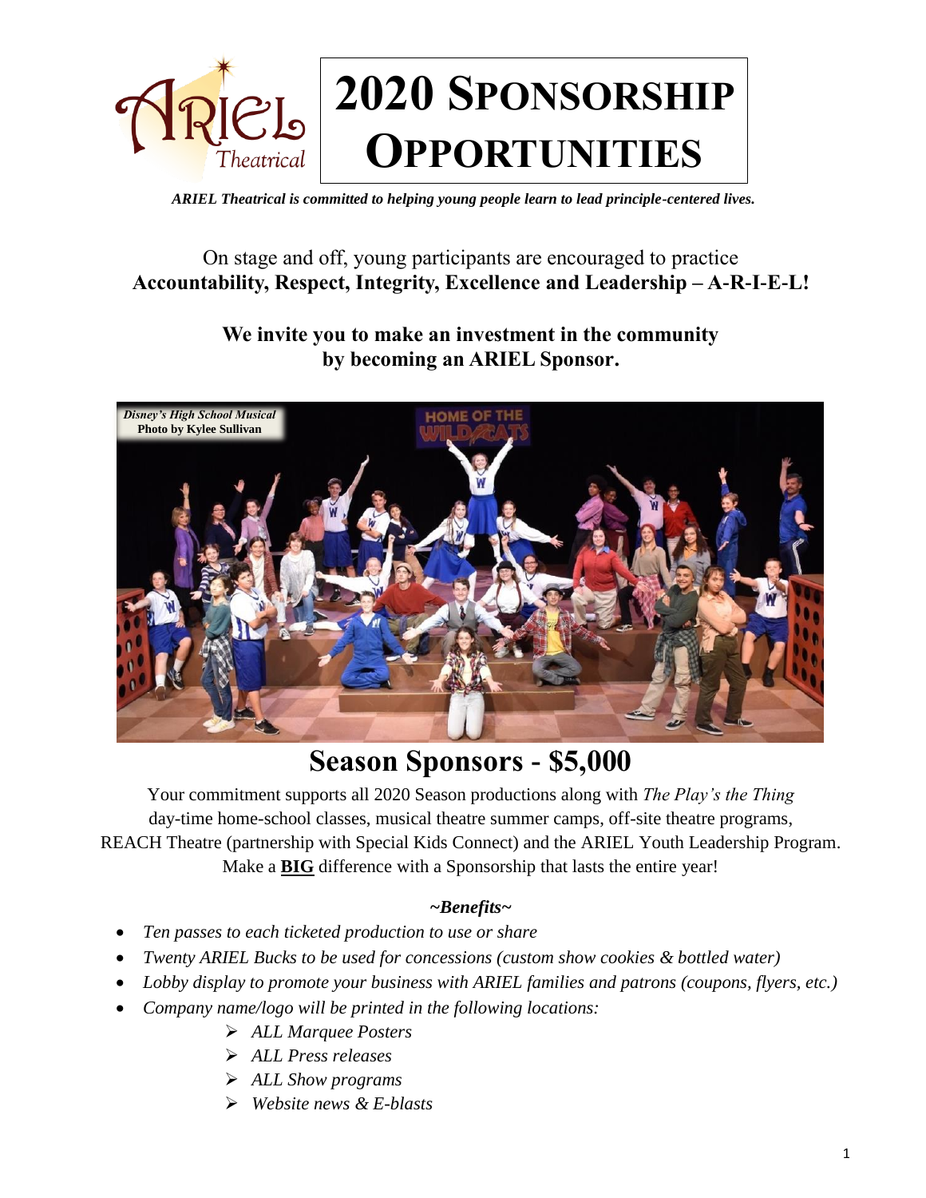# 2020 Sponsorship Opportunities

ARIEL Theatrical

*ARIEL Theatrical is committed to helping young people learn to lead principle-centered lives.*

On stage and off, young participants are encouraged to practice
**Accountability, Respect, Integrity, Excellence and Leadership – A-R-I-E-L!**

**We invite you to make an investment in the community by becoming an ARIEL Sponsor.**

*Disney's High School Musical*
**Photo by Kylee Sullivan**

## Season Sponsors - $5,000

Your commitment supports all 2020 Season productions along with *The Play's the Thing* day-time home-school classes, musical theatre summer camps, off-site theatre programs, REACH Theatre (partnership with Special Kids Connect) and the ARIEL Youth Leadership Program. Make a **BIG** difference with a Sponsorship that lasts the entire year!

***~Benefits~***

- *Ten passes to each ticketed production to use or share*
- *Twenty ARIEL Bucks to be used for concessions (custom show cookies & bottled water)*
- *Lobby display to promote your business with ARIEL families and patrons (coupons, flyers, etc.)*
- *Company name/logo will be printed in the following locations:*
  - *ALL Marquee Posters*
  - *ALL Press releases*
  - *ALL Show programs*
  - *Website news & E-blasts*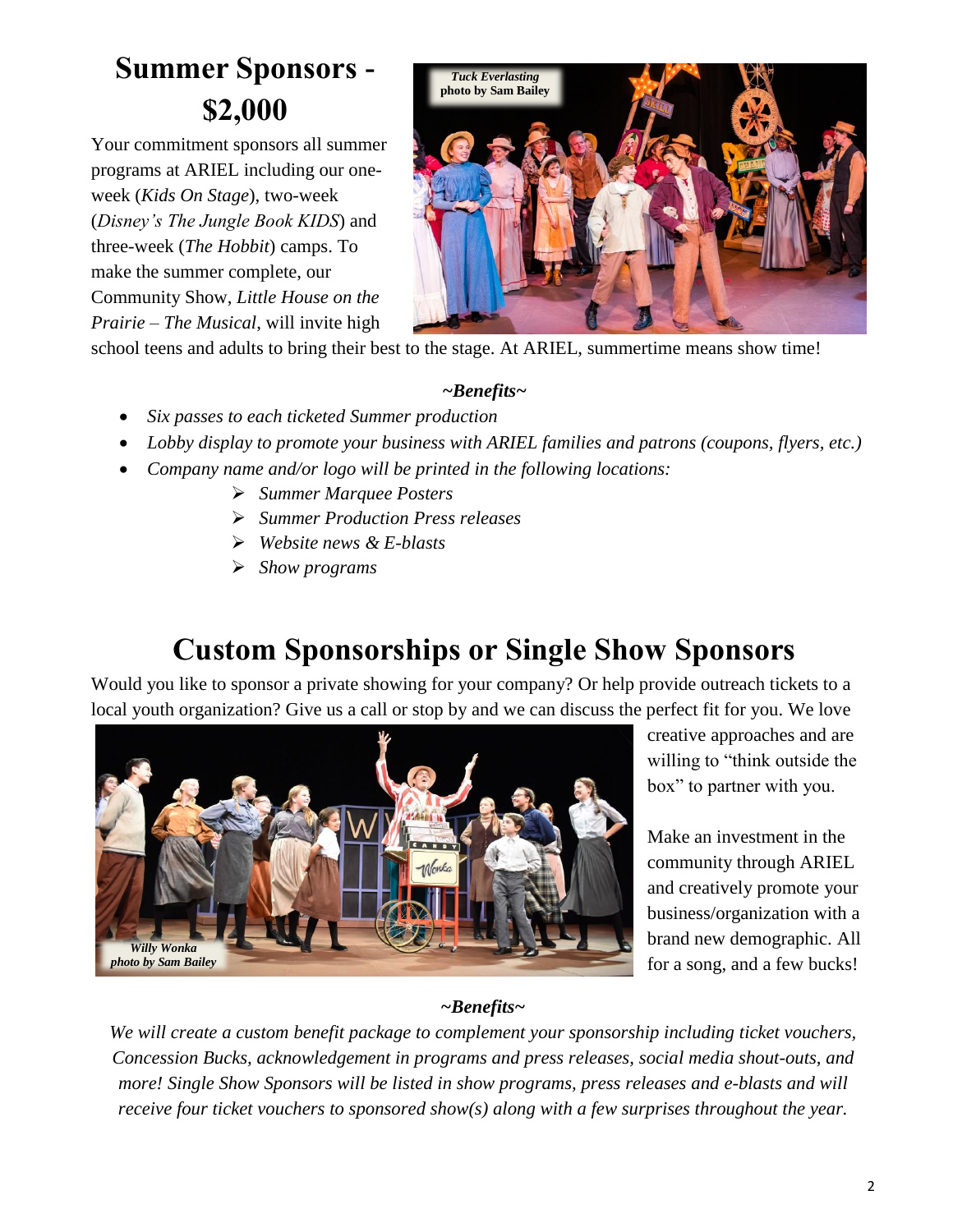# Summer Sponsors - $2,000

Your commitment sponsors all summer programs at ARIEL including our one-week (*Kids On Stage*), two-week (*Disney's The Jungle Book KIDS*) and three-week (*The Hobbit*) camps. To make the summer complete, our Community Show, *Little House on the Prairie – The Musical*, will invite high school teens and adults to bring their best to the stage. At ARIEL, summertime means show time!

***Tuck Everlasting* photo by Sam Bailey**

***~Benefits~***

- *Six passes to each ticketed Summer production*
- *Lobby display to promote your business with ARIEL families and patrons (coupons, flyers, etc.)*
- *Company name and/or logo will be printed in the following locations:*
  - *Summer Marquee Posters*
  - *Summer Production Press releases*
  - *Website news & E-blasts*
  - *Show programs*

# Custom Sponsorships or Single Show Sponsors

Would you like to sponsor a private showing for your company? Or help provide outreach tickets to a local youth organization? Give us a call or stop by and we can discuss the perfect fit for you. We love creative approaches and are willing to "think outside the box" to partner with you.

Make an investment in the community through ARIEL and creatively promote your business/organization with a brand new demographic. All for a song, and a few bucks!

***Willy Wonka* photo by Sam Bailey**

***~Benefits~***

*We will create a custom benefit package to complement your sponsorship including ticket vouchers, Concession Bucks, acknowledgement in programs and press releases, social media shout-outs, and more! Single Show Sponsors will be listed in show programs, press releases and e-blasts and will receive four ticket vouchers to sponsored show(s) along with a few surprises throughout the year.*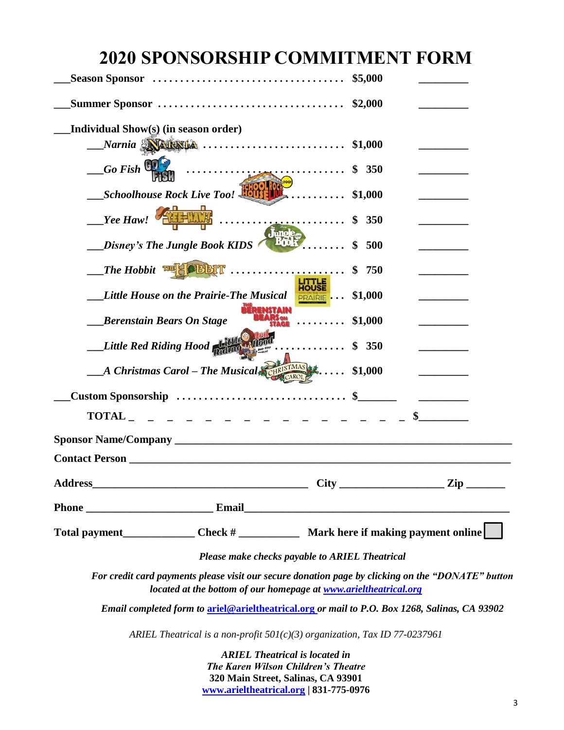# 2020 SPONSORSHIP COMMITMENT FORM

**___Season Sponsor ................................... $5,000** _________

**___Summer Sponsor ................................... $2,000** _________

**___Individual Show(s) (in season order)**

- ***___Narnia*** **.......................... $1,000** _________
- ***___Go Fish*** **.............................. $ 350** _________
- ***___Schoolhouse Rock Live Too!*** **.......... $1,000** _________
- ***___Yee Haw!*** **........................ $ 350** _________
- ***___Disney's The Jungle Book KIDS*** **....... $ 500** _________
- ***___The Hobbit*** **..................... $ 750** _________
- ***___Little House on the Prairie-The Musical*** **... $1,000** _________
- ***___Berenstain Bears On Stage*** **......... $1,000** _________
- ***___Little Red Riding Hood*** **............. $ 350** _________
- ***___A Christmas Carol – The Musical*** **..... $1,000** _________

**___Custom Sponsorship .............................. $_______** _________

**TOTAL _ _ _ _ _ _ _ _ _ _ _ _ _ _ _ _ _ $_________**

**Sponsor Name/Company** _______________________________________________________________

**Contact Person** _____________________________________________________________________

**Address**_______________________________________ **City** __________________ **Zip** _______

**Phone** ______________________ **Email**_________________________________________________

**Total payment**_____________ **Check #** ___________ **Mark here if making payment online** ☐

***Please make checks payable to ARIEL Theatrical***

***For credit card payments please visit our secure donation page by clicking on the "DONATE" button located at the bottom of our homepage at [www.arieltheatrical.org](http://www.arieltheatrical.org)***

***Email completed form to [ariel@arieltheatrical.org](mailto:ariel@arieltheatrical.org) or mail to P.O. Box 1268, Salinas, CA 93902***

*ARIEL Theatrical is a non-profit 501(c)(3) organization, Tax ID 77-0237961*

***ARIEL Theatrical is located in***
***The Karen Wilson Children's Theatre***
**320 Main Street, Salinas, CA 93901**
**[www.arieltheatrical.org](http://www.arieltheatrical.org) | 831-775-0976**